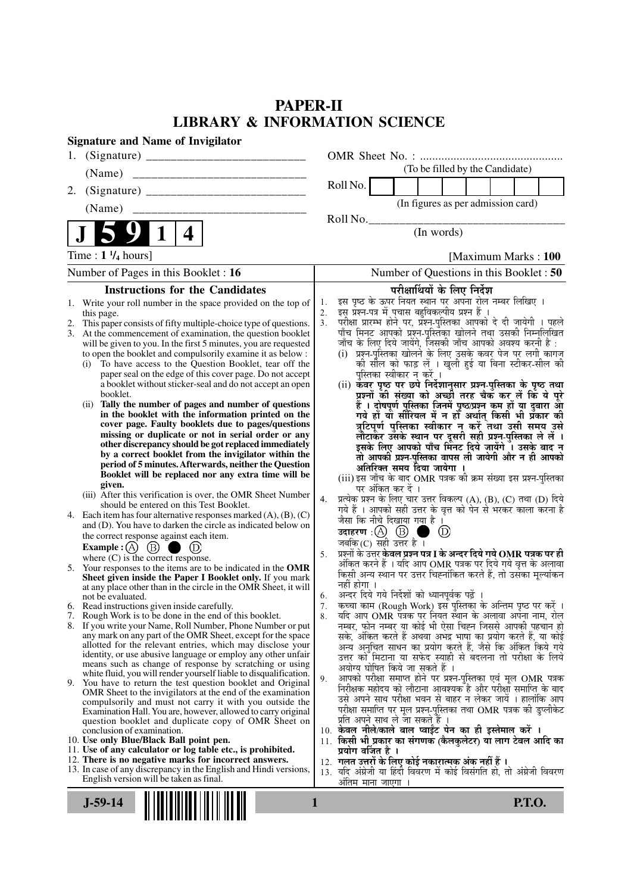# PAPER-II
## LIBRARY & INFORMATION SCIENCE

**Signature and Name of Invigilator**

1. (Signature) __________________________

   (Name) __________________________

2. (Signature) __________________________

   (Name) __________________________

**J 5 9 1 4**

OMR Sheet No. : ...............................................

(To be filled by the Candidate)

Roll No. [ ][ ][ ][ ][ ][ ][ ][ ]

(In figures as per admission card)

Roll No.________________________________

(In words)

Time : **1 ¼ hours**] [Maximum Marks : **100**

Number of Pages in this Booklet : 16 | Number of Questions in this Booklet : **50**

### Instructions for the Candidates

1. Write your roll number in the space provided on the top of this page.
2. This paper consists of fifty multiple-choice type of questions.
3. At the commencement of examination, the question booklet will be given to you. In the first 5 minutes, you are requested to open the booklet and compulsorily examine it as below :
   (i) To have access to the Question Booklet, tear off the paper seal on the edge of this cover page. Do not accept a booklet without sticker-seal and do not accept an open booklet.
   (ii) **Tally the number of pages and number of questions in the booklet with the information printed on the cover page. Faulty booklets due to pages/questions missing or duplicate or not in serial order or any other discrepancy should be got replaced immediately by a correct booklet from the invigilator within the period of 5 minutes. Afterwards, neither the Question Booklet will be replaced nor any extra time will be given.**
   (iii) After this verification is over, the OMR Sheet Number should be entered on this Test Booklet.
4. Each item has four alternative responses marked (A), (B), (C) and (D). You have to darken the circle as indicated below on the correct response against each item.
   **Example :** (A) (B) ● (D)
   where (C) is the correct response.
5. Your responses to the items are to be indicated in the **OMR Sheet given inside the Paper I Booklet only.** If you mark at any place other than in the circle in the OMR Sheet, it will not be evaluated.
6. Read instructions given inside carefully.
7. Rough Work is to be done in the end of this booklet.
8. If you write your Name, Roll Number, Phone Number or put any mark on any part of the OMR Sheet, except for the space allotted for the relevant entries, which may disclose your identity, or use abusive language or employ any other unfair means such as change of response by scratching or using white fluid, you will render yourself liable to disqualification.
9. You have to return the test question booklet and Original OMR Sheet to the invigilators at the end of the examination compulsorily and must not carry it with you outside the Examination Hall. You are, however, allowed to carry original question booklet and duplicate copy of OMR Sheet on conclusion of examination.
10. **Use only Blue/Black Ball point pen.**
11. **Use of any calculator or log table etc., is prohibited.**
12. **There is no negative marks for incorrect answers.**
13. In case of any discrepancy in the English and Hindi versions, English version will be taken as final.

### परीक्षार्थियों के लिए निर्देश

1. इस पृष्ठ के ऊपर नियत स्थान पर अपना रोल नम्बर लिखिए ।
2. इस प्रश्न-पत्र में पचास बहुविकल्पीय प्रश्न हैं ।
3. परीक्षा प्रारम्भ होने पर, प्रश्न-पुस्तिका आपको दे दी जायेगी । पहले पाँच मिनट आपको प्रश्न-पुस्तिका खोलने तथा उसकी निम्नलिखित जाँच के लिए दिये जायेंगे, जिसकी जाँच आपको अवश्य करनी है :
   (i) प्रश्न-पुस्तिका खोलने के लिए उसके कवर पेज पर लगी कागज की सील को फाड़ लें । खुली हुई या बिना स्टीकर-सील की पुस्तिका स्वीकार न करें ।
   (ii) **कवर पृष्ठ पर छपे निर्देशानुसार प्रश्न-पुस्तिका के पृष्ठ तथा प्रश्नों की संख्या को अच्छी तरह चैक कर लें कि ये पूरे हैं । दोषपूर्ण पुस्तिका जिनमें पृष्ठ/प्रश्न कम हों या दुबारा आ गये हों या सीरियल में न हों अर्थात् किसी भी प्रकार की त्रुटिपूर्ण पुस्तिका स्वीकार न करें तथा उसी समय उसे लौटाकर उसके स्थान पर दूसरी सही प्रश्न-पुस्तिका ले लें । इसके लिए आपको पाँच मिनट दिये जायेंगे । उसके बाद न तो आपकी प्रश्न-पुस्तिका वापस ली जायेगी और न ही आपको अतिरिक्त समय दिया जायेगा ।**
   (iii) इस जाँच के बाद OMR पत्रक की क्रम संख्या इस प्रश्न-पुस्तिका पर अंकित कर दें ।
4. प्रत्येक प्रश्न के लिए चार उत्तर विकल्प (A), (B), (C) तथा (D) दिये गये हैं । आपको सही उत्तर के वृत्त को पेन से भरकर काला करना है जैसा कि नीचे दिखाया गया है ।
   **उदाहरण :** (A) (B) ● (D)
   जबकि (C) सही उत्तर है ।
5. प्रश्नों के उत्तर **केवल प्रश्न पत्र I के अन्दर दिये गये OMR पत्रक पर ही** अंकित करने हैं । यदि आप OMR पत्रक पर दिये गये वृत्त के अलावा किसी अन्य स्थान पर उत्तर चिह्नांकित करते हैं, तो उसका मूल्यांकन नहीं होगा ।
6. अन्दर दिये गये निर्देशों को ध्यानपूर्वक पढ़ें ।
7. कच्चा काम (Rough Work) इस पुस्तिका के अन्तिम पृष्ठ पर करें ।
8. यदि आप OMR पत्रक पर नियत स्थान के अलावा अपना नाम, रोल नम्बर, फोन नम्बर या कोई भी ऐसा चिह्न जिससे आपकी पहचान हो सके, अंकित करते हैं अथवा अभद्र भाषा का प्रयोग करते हैं, या कोई अन्य अनुचित साधन का प्रयोग करते हैं, जैसे कि अंकित किये गये उत्तर को मिटाना या सफेद स्याही से बदलना तो परीक्षा के लिये अयोग्य घोषित किये जा सकते हैं ।
9. आपको परीक्षा समाप्त होने पर प्रश्न-पुस्तिका एवं मूल OMR पत्रक निरीक्षक महोदय को लौटाना आवश्यक है और परीक्षा समाप्ति के बाद उसे अपने साथ परीक्षा भवन से बाहर न लेकर जायें । हालांकि आप परीक्षा समाप्ति पर मूल प्रश्न-पुस्तिका तथा OMR पत्रक की डुप्लीकेट प्रति अपने साथ ले जा सकते हैं ।
10. **केवल नीले/काले बाल प्वाईंट पेन का ही इस्तेमाल करें ।**
11. **किसी भी प्रकार का संगणक (कैलकुलेटर) या लाग टेबल आदि का प्रयोग वर्जित है ।**
12. **गलत उत्तरों के लिए कोई नकारात्मक अंक नहीं हैं ।**
13. यदि अंग्रेजी या हिंदी विवरण में कोई विसंगति हो, तो अंग्रेजी विवरण अंतिम माना जाएगा ।

J-59-14 **P.T.O.**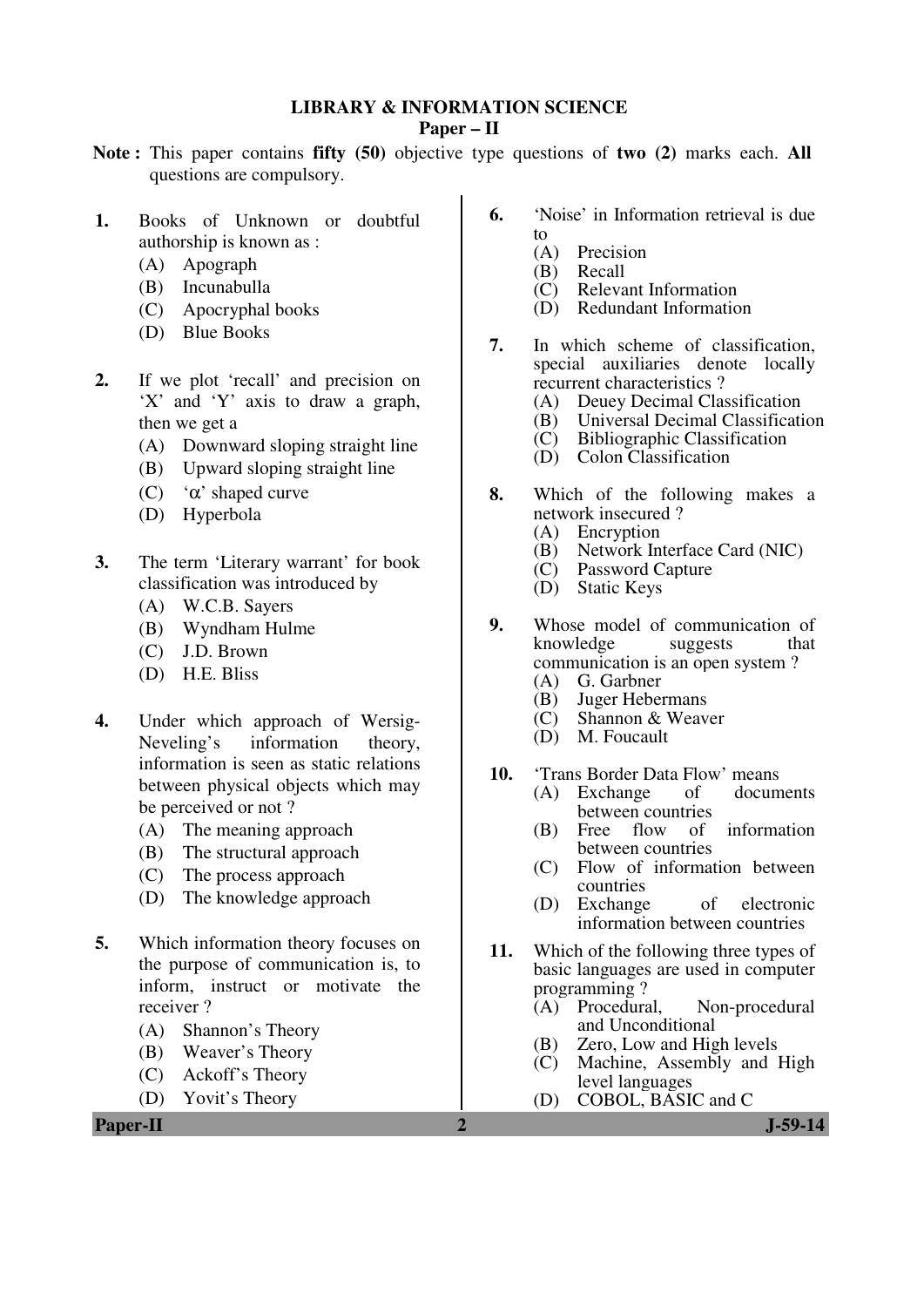# LIBRARY & INFORMATION SCIENCE
## Paper – II

**Note :** This paper contains **fifty (50)** objective type questions of **two (2)** marks each. **All** questions are compulsory.

**1.** Books of Unknown or doubtful authorship is known as :
- (A) Apograph
- (B) Incunabulla
- (C) Apocryphal books
- (D) Blue Books

**2.** If we plot 'recall' and precision on 'X' and 'Y' axis to draw a graph, then we get a
- (A) Downward sloping straight line
- (B) Upward sloping straight line
- (C) '$\alpha$' shaped curve
- (D) Hyperbola

**3.** The term 'Literary warrant' for book classification was introduced by
- (A) W.C.B. Sayers
- (B) Wyndham Hulme
- (C) J.D. Brown
- (D) H.E. Bliss

**4.** Under which approach of Wersig-Neveling's information theory, information is seen as static relations between physical objects which may be perceived or not ?
- (A) The meaning approach
- (B) The structural approach
- (C) The process approach
- (D) The knowledge approach

**5.** Which information theory focuses on the purpose of communication is, to inform, instruct or motivate the receiver ?
- (A) Shannon's Theory
- (B) Weaver's Theory
- (C) Ackoff's Theory
- (D) Yovit's Theory

**6.** 'Noise' in Information retrieval is due to
- (A) Precision
- (B) Recall
- (C) Relevant Information
- (D) Redundant Information

**7.** In which scheme of classification, special auxiliaries denote locally recurrent characteristics ?
- (A) Deuey Decimal Classification
- (B) Universal Decimal Classification
- (C) Bibliographic Classification
- (D) Colon Classification

**8.** Which of the following makes a network insecured ?
- (A) Encryption
- (B) Network Interface Card (NIC)
- (C) Password Capture
- (D) Static Keys

**9.** Whose model of communication of knowledge suggests that communication is an open system ?
- (A) G. Garbner
- (B) Juger Hebermans
- (C) Shannon & Weaver
- (D) M. Foucault

**10.** 'Trans Border Data Flow' means
- (A) Exchange of documents between countries
- (B) Free flow of information between countries
- (C) Flow of information between countries
- (D) Exchange of electronic information between countries

**11.** Which of the following three types of basic languages are used in computer programming ?
- (A) Procedural, Non-procedural and Unconditional
- (B) Zero, Low and High levels
- (C) Machine, Assembly and High level languages
- (D) COBOL, BASIC and C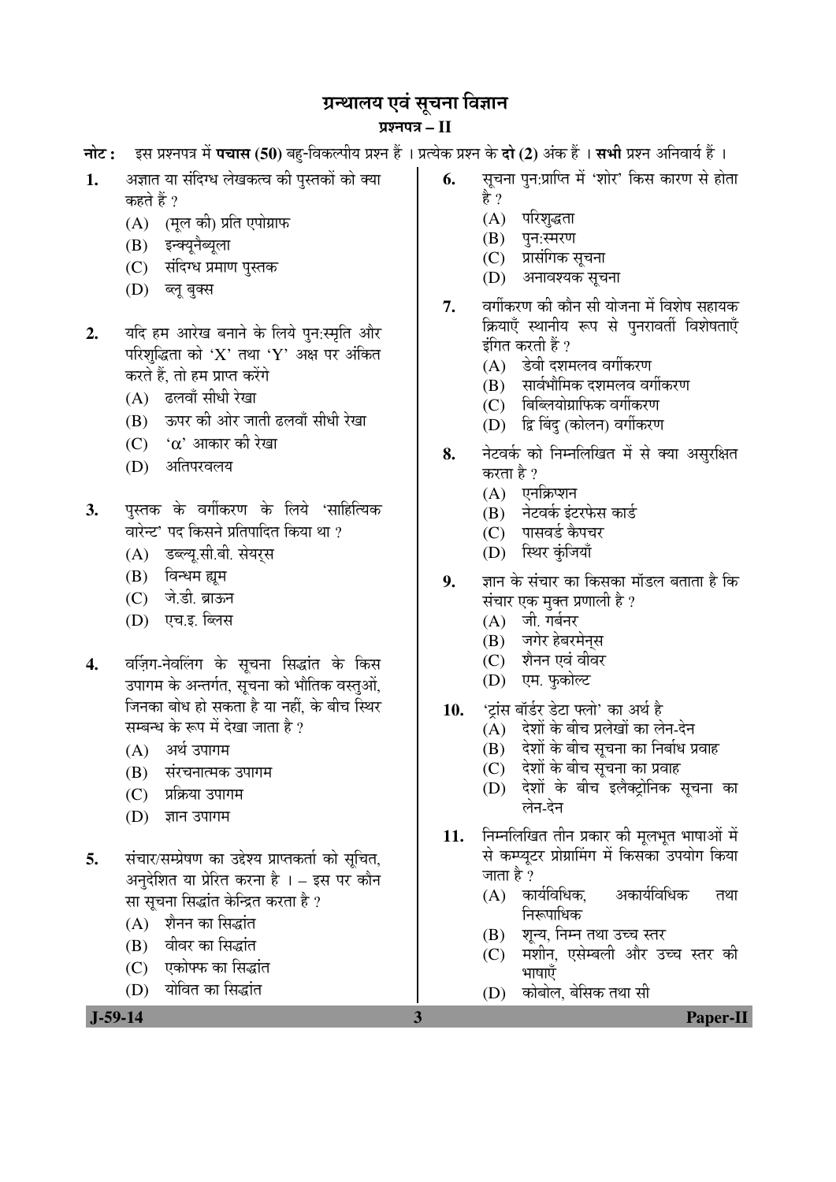# ग्रन्थालय एवं सूचना विज्ञान

## प्रश्नपत्र – II

**नोट :** इस प्रश्नपत्र में **पचास (50)** बहु-विकल्पीय प्रश्न हैं । प्रत्येक प्रश्न के **दो (2)** अंक हैं । **सभी** प्रश्न अनिवार्य हैं ।

1. अज्ञात या संदिग्ध लेखकत्व की पुस्तकों को क्या कहते हैं ?
   - (A) (मूल की) प्रति एपोग्राफ
   - (B) इन्क्यूनैब्यूला
   - (C) संदिग्ध प्रमाण पुस्तक
   - (D) ब्लू बुक्स

2. यदि हम आरेख बनाने के लिये पुन:स्मृति और परिशुद्धिता को 'X' तथा 'Y' अक्ष पर अंकित करते हैं, तो हम प्राप्त करेंगे
   - (A) ढलवाँ सीधी रेखा
   - (B) ऊपर की ओर जाती ढलवाँ सीधी रेखा
   - (C) '$\alpha$' आकार की रेखा
   - (D) अतिपरवलय

3. पुस्तक के वर्गीकरण के लिये 'साहित्यिक वारेन्ट' पद किसने प्रतिपादित किया था ?
   - (A) डब्ल्यू.सी.बी. सेयर्स
   - (B) विन्धम ह्यूम
   - (C) जे.डी. ब्राऊन
   - (D) एच.इ. ब्लिस

4. वर्ज़िग-नेवलिंग के सूचना सिद्धांत के किस उपागम के अन्तर्गत, सूचना को भौतिक वस्तुओं, जिनका बोध हो सकता है या नहीं, के बीच स्थिर सम्बन्ध के रूप में देखा जाता है ?
   - (A) अर्थ उपागम
   - (B) संरचनात्मक उपागम
   - (C) प्रक्रिया उपागम
   - (D) ज्ञान उपागम

5. संचार/सम्प्रेषण का उद्देश्य प्राप्तकर्ता को सूचित, अनुदेशित या प्रेरित करना है । – इस पर कौन सा सूचना सिद्धांत केन्द्रित करता है ?
   - (A) शैनन का सिद्धांत
   - (B) वीवर का सिद्धांत
   - (C) एकोफ्फ का सिद्धांत
   - (D) योवित का सिद्धांत

6. सूचना पुन:प्राप्ति में 'शोर' किस कारण से होता है ?
   - (A) परिशुद्धता
   - (B) पुन:स्मरण
   - (C) प्रासंगिक सूचना
   - (D) अनावश्यक सूचना

7. वर्गीकरण की कौन सी योजना में विशेष सहायक क्रियाएँ स्थानीय रूप से पुनरावर्ती विशेषताएँ इंगित करती हैं ?
   - (A) डेवी दशमलव वर्गीकरण
   - (B) सार्वभौमिक दशमलव वर्गीकरण
   - (C) बिब्लियोग्राफिक वर्गीकरण
   - (D) द्वि बिंदु (कोलन) वर्गीकरण

8. नेटवर्क को निम्नलिखित में से क्या असुरक्षित करता है ?
   - (A) एनक्रिप्शन
   - (B) नेटवर्क इंटरफेस कार्ड
   - (C) पासवर्ड कैपचर
   - (D) स्थिर कुंजियाँ

9. ज्ञान के संचार का किसका मॉडल बताता है कि संचार एक मुक्त प्रणाली है ?
   - (A) जी. गर्बनर
   - (B) जगेर हेबरमेन्स
   - (C) शैनन एवं वीवर
   - (D) एम. फुकोल्ट

10. 'ट्रांस बॉर्डर डेटा फ्लो' का अर्थ है
    - (A) देशों के बीच प्रलेखों का लेन-देन
    - (B) देशों के बीच सूचना का निर्बाध प्रवाह
    - (C) देशों के बीच सूचना का प्रवाह
    - (D) देशों के बीच इलैक्ट्रोनिक सूचना का लेन-देन

11. निम्नलिखित तीन प्रकार की मूलभूत भाषाओं में से कम्प्यूटर प्रोग्रामिंग में किसका उपयोग किया जाता है ?
    - (A) कार्यविधिक, अकार्यविधिक तथा निरूपाधिक
    - (B) शून्य, निम्न तथा उच्च स्तर
    - (C) मशीन, एसेम्बली और उच्च स्तर की भाषाएँ
    - (D) कोबोल, बेसिक तथा सी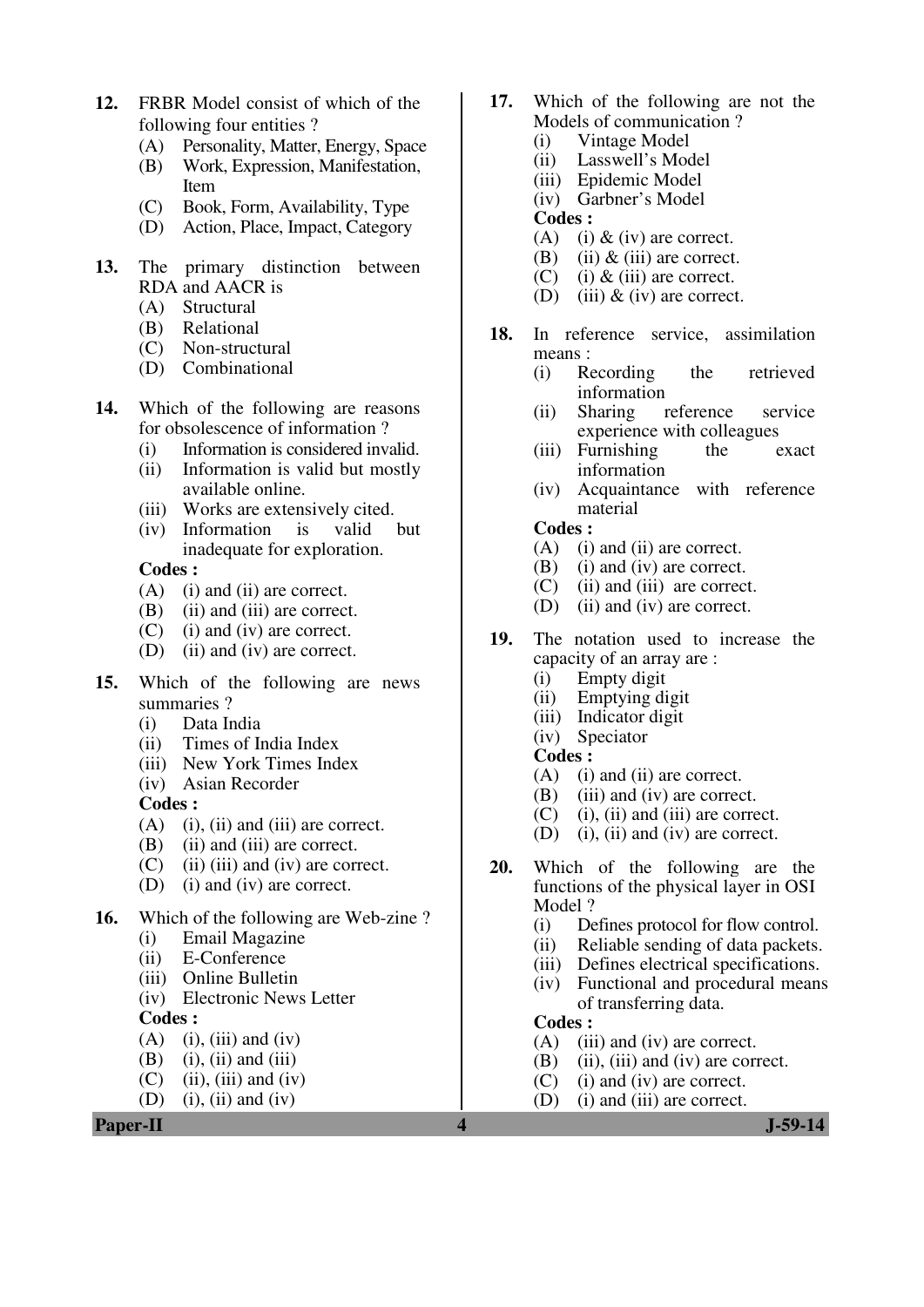12. FRBR Model consist of which of the following four entities ?
    (A) Personality, Matter, Energy, Space
    (B) Work, Expression, Manifestation, Item
    (C) Book, Form, Availability, Type
    (D) Action, Place, Impact, Category

13. The primary distinction between RDA and AACR is
    (A) Structural
    (B) Relational
    (C) Non-structural
    (D) Combinational

14. Which of the following are reasons for obsolescence of information ?
    (i) Information is considered invalid.
    (ii) Information is valid but mostly available online.
    (iii) Works are extensively cited.
    (iv) Information is valid but inadequate for exploration.

    **Codes :**
    (A) (i) and (ii) are correct.
    (B) (ii) and (iii) are correct.
    (C) (i) and (iv) are correct.
    (D) (ii) and (iv) are correct.

15. Which of the following are news summaries ?
    (i) Data India
    (ii) Times of India Index
    (iii) New York Times Index
    (iv) Asian Recorder

    **Codes :**
    (A) (i), (ii) and (iii) are correct.
    (B) (ii) and (iii) are correct.
    (C) (ii) (iii) and (iv) are correct.
    (D) (i) and (iv) are correct.

16. Which of the following are Web-zine ?
    (i) Email Magazine
    (ii) E-Conference
    (iii) Online Bulletin
    (iv) Electronic News Letter

    **Codes :**
    (A) (i), (iii) and (iv)
    (B) (i), (ii) and (iii)
    (C) (ii), (iii) and (iv)
    (D) (i), (ii) and (iv)

17. Which of the following are not the Models of communication ?
    (i) Vintage Model
    (ii) Lasswell's Model
    (iii) Epidemic Model
    (iv) Garbner's Model

    **Codes :**
    (A) (i) & (iv) are correct.
    (B) (ii) & (iii) are correct.
    (C) (i) & (iii) are correct.
    (D) (iii) & (iv) are correct.

18. In reference service, assimilation means :
    (i) Recording the retrieved information
    (ii) Sharing reference service experience with colleagues
    (iii) Furnishing the exact information
    (iv) Acquaintance with reference material

    **Codes :**
    (A) (i) and (ii) are correct.
    (B) (i) and (iv) are correct.
    (C) (ii) and (iii) are correct.
    (D) (ii) and (iv) are correct.

19. The notation used to increase the capacity of an array are :
    (i) Empty digit
    (ii) Emptying digit
    (iii) Indicator digit
    (iv) Speciator

    **Codes :**
    (A) (i) and (ii) are correct.
    (B) (iii) and (iv) are correct.
    (C) (i), (ii) and (iii) are correct.
    (D) (i), (ii) and (iv) are correct.

20. Which of the following are the functions of the physical layer in OSI Model ?
    (i) Defines protocol for flow control.
    (ii) Reliable sending of data packets.
    (iii) Defines electrical specifications.
    (iv) Functional and procedural means of transferring data.

    **Codes :**
    (A) (iii) and (iv) are correct.
    (B) (ii), (iii) and (iv) are correct.
    (C) (i) and (iv) are correct.
    (D) (i) and (iii) are correct.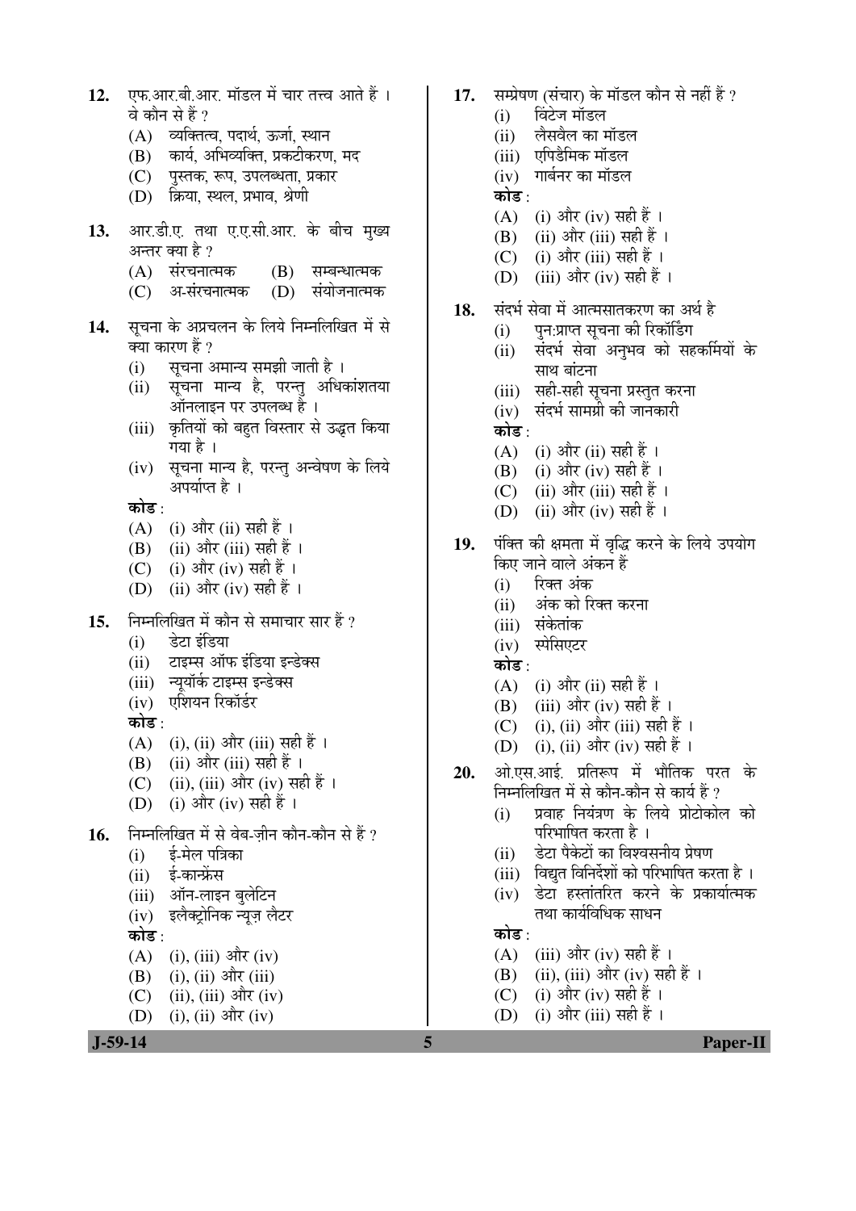12. एफ.आर.बी.आर. मॉडल में चार तत्त्व आते हैं । वे कौन से हैं ?
   (A) व्यक्तित्व, पदार्थ, ऊर्जा, स्थान
   (B) कार्य, अभिव्यक्ति, प्रकटीकरण, मद
   (C) पुस्तक, रूप, उपलब्धता, प्रकार
   (D) क्रिया, स्थल, प्रभाव, श्रेणी

13. आर.डी.ए. तथा ए.ए.सी.आर. के बीच मुख्य अन्तर क्या है ?
   (A) संरचनात्मक (B) सम्बन्धात्मक
   (C) अ-संरचनात्मक (D) संयोजनात्मक

14. सूचना के अप्रचलन के लिये निम्नलिखित में से क्या कारण हैं ?
   (i) सूचना अमान्य समझी जाती है ।
   (ii) सूचना मान्य है, परन्तु अधिकांशतया ऑनलाइन पर उपलब्ध है ।
   (iii) कृतियों को बहुत विस्तार से उद्धृत किया गया है ।
   (iv) सूचना मान्य है, परन्तु अन्वेषण के लिये अपर्याप्त है ।

   **कोड** :
   (A) (i) और (ii) सही हैं ।
   (B) (ii) और (iii) सही हैं ।
   (C) (i) और (iv) सही हैं ।
   (D) (ii) और (iv) सही हैं ।

15. निम्नलिखित में कौन से समाचार सार हैं ?
   (i) डेटा इंडिया
   (ii) टाइम्स ऑफ इंडिया इन्डेक्स
   (iii) न्यूयॉर्क टाइम्स इन्डेक्स
   (iv) एशियन रिकॉर्डर

   **कोड** :
   (A) (i), (ii) और (iii) सही हैं ।
   (B) (ii) और (iii) सही हैं ।
   (C) (ii), (iii) और (iv) सही हैं ।
   (D) (i) और (iv) सही हैं ।

16. निम्नलिखित में से वेब-ज़ीन कौन-कौन से हैं ?
   (i) ई-मेल पत्रिका
   (ii) ई-कान्फ्रेंस
   (iii) ऑन-लाइन बुलेटिन
   (iv) इलैक्ट्रोनिक न्यूज़ लैटर

   **कोड** :
   (A) (i), (iii) और (iv)
   (B) (i), (ii) और (iii)
   (C) (ii), (iii) और (iv)
   (D) (i), (ii) और (iv)

17. सम्प्रेषण (संचार) के मॉडल कौन से नहीं हैं ?
   (i) विंटेज मॉडल
   (ii) लैसवैल का मॉडल
   (iii) एपिडैमिक मॉडल
   (iv) गार्बनर का मॉडल

   **कोड** :
   (A) (i) और (iv) सही हैं ।
   (B) (ii) और (iii) सही हैं ।
   (C) (i) और (iii) सही हैं ।
   (D) (iii) और (iv) सही हैं ।

18. संदर्भ सेवा में आत्मसातकरण का अर्थ है
   (i) पुनःप्राप्त सूचना की रिकॉर्डिंग
   (ii) संदर्भ सेवा अनुभव को सहकर्मियों के साथ बांटना
   (iii) सही-सही सूचना प्रस्तुत करना
   (iv) संदर्भ सामग्री की जानकारी

   **कोड** :
   (A) (i) और (ii) सही हैं ।
   (B) (i) और (iv) सही हैं ।
   (C) (ii) और (iii) सही हैं ।
   (D) (ii) और (iv) सही हैं ।

19. पंक्ति की क्षमता में वृद्धि करने के लिये उपयोग किए जाने वाले अंकन हैं
   (i) रिक्त अंक
   (ii) अंक को रिक्त करना
   (iii) संकेतांक
   (iv) स्पेसिएटर

   **कोड** :
   (A) (i) और (ii) सही हैं ।
   (B) (iii) और (iv) सही हैं ।
   (C) (i), (ii) और (iii) सही हैं ।
   (D) (i), (ii) और (iv) सही हैं ।

20. ओ.एस.आई. प्रतिरूप में भौतिक परत के निम्नलिखित में से कौन-कौन से कार्य हैं ?
   (i) प्रवाह नियंत्रण के लिये प्रोटोकोल को परिभाषित करता है ।
   (ii) डेटा पैकेटों का विश्वसनीय प्रेषण
   (iii) विद्युत विनिर्देशों को परिभाषित करता है ।
   (iv) डेटा हस्तांतरित करने के प्रकार्यात्मक तथा कार्यविधिक साधन

   **कोड** :
   (A) (iii) और (iv) सही हैं ।
   (B) (ii), (iii) और (iv) सही हैं ।
   (C) (i) और (iv) सही हैं ।
   (D) (i) और (iii) सही हैं ।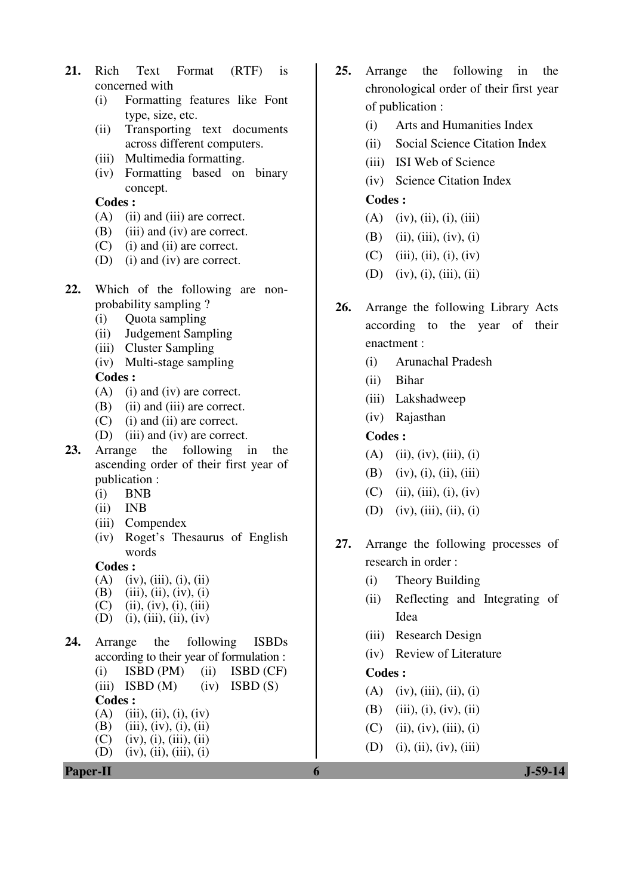21. Rich Text Format (RTF) is concerned with
    (i) Formatting features like Font type, size, etc.
    (ii) Transporting text documents across different computers.
    (iii) Multimedia formatting.
    (iv) Formatting based on binary concept.

    **Codes :**
    (A) (ii) and (iii) are correct.
    (B) (iii) and (iv) are correct.
    (C) (i) and (ii) are correct.
    (D) (i) and (iv) are correct.

22. Which of the following are non-probability sampling ?
    (i) Quota sampling
    (ii) Judgement Sampling
    (iii) Cluster Sampling
    (iv) Multi-stage sampling

    **Codes :**
    (A) (i) and (iv) are correct.
    (B) (ii) and (iii) are correct.
    (C) (i) and (ii) are correct.
    (D) (iii) and (iv) are correct.

23. Arrange the following in the ascending order of their first year of publication :
    (i) BNB
    (ii) INB
    (iii) Compendex
    (iv) Roget's Thesaurus of English words

    **Codes :**
    (A) (iv), (iii), (i), (ii)
    (B) (iii), (ii), (iv), (i)
    (C) (ii), (iv), (i), (iii)
    (D) (i), (iii), (ii), (iv)

24. Arrange the following ISBDs according to their year of formulation :
    (i) ISBD (PM) (ii) ISBD (CF)
    (iii) ISBD (M) (iv) ISBD (S)

    **Codes :**
    (A) (iii), (ii), (i), (iv)
    (B) (iii), (iv), (i), (ii)
    (C) (iv), (i), (iii), (ii)
    (D) (iv), (ii), (iii), (i)

25. Arrange the following in the chronological order of their first year of publication :
    (i) Arts and Humanities Index
    (ii) Social Science Citation Index
    (iii) ISI Web of Science
    (iv) Science Citation Index

    **Codes :**
    (A) (iv), (ii), (i), (iii)
    (B) (ii), (iii), (iv), (i)
    (C) (iii), (ii), (i), (iv)
    (D) (iv), (i), (iii), (ii)

26. Arrange the following Library Acts according to the year of their enactment :
    (i) Arunachal Pradesh
    (ii) Bihar
    (iii) Lakshadweep
    (iv) Rajasthan

    **Codes :**
    (A) (ii), (iv), (iii), (i)
    (B) (iv), (i), (ii), (iii)
    (C) (ii), (iii), (i), (iv)
    (D) (iv), (iii), (ii), (i)

27. Arrange the following processes of research in order :
    (i) Theory Building
    (ii) Reflecting and Integrating of Idea
    (iii) Research Design
    (iv) Review of Literature

    **Codes :**
    (A) (iv), (iii), (ii), (i)
    (B) (iii), (i), (iv), (ii)
    (C) (ii), (iv), (iii), (i)
    (D) (i), (ii), (iv), (iii)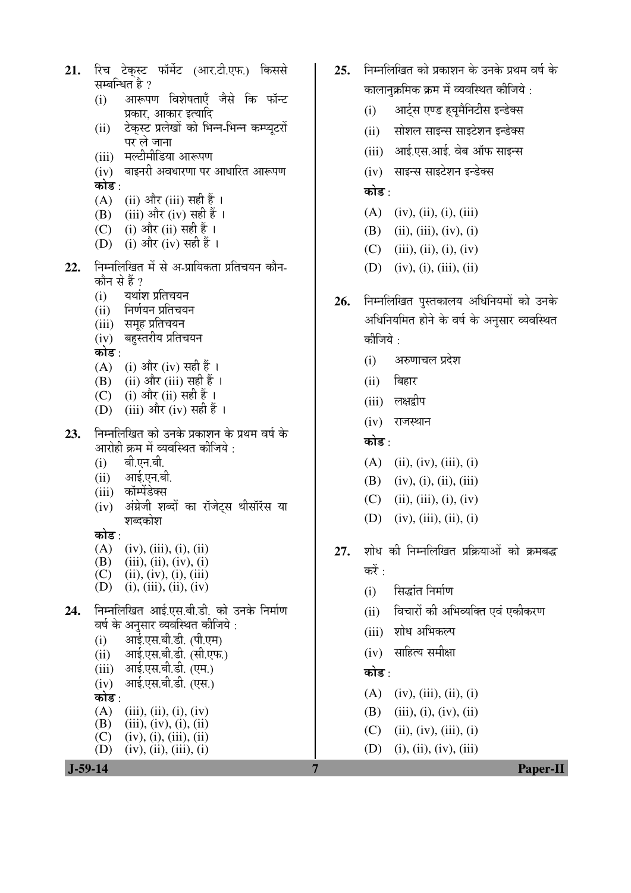21. रिच टेक्स्ट फॉर्मेट (आर.टी.एफ.) किससे सम्बन्धित है ?
   (i) आरूपण विशेषताएँ जैसे कि फॉन्ट प्रकार, आकार इत्यादि
   (ii) टेक्स्ट प्रलेखों को भिन्न-भिन्न कम्प्यूटरों पर ले जाना
   (iii) मल्टीमीडिया आरूपण
   (iv) बाइनरी अवधारणा पर आधारित आरूपण

   **कोड** :
   (A) (ii) और (iii) सही हैं ।
   (B) (iii) और (iv) सही हैं ।
   (C) (i) और (ii) सही हैं ।
   (D) (i) और (iv) सही हैं ।

22. निम्नलिखित में से अ-प्रायिकता प्रतिचयन कौन-कौन से हैं ?
   (i) यथांश प्रतिचयन
   (ii) निर्णयन प्रतिचयन
   (iii) समूह प्रतिचयन
   (iv) बहुस्तरीय प्रतिचयन

   **कोड** :
   (A) (i) और (iv) सही हैं ।
   (B) (ii) और (iii) सही हैं ।
   (C) (i) और (ii) सही हैं ।
   (D) (iii) और (iv) सही हैं ।

23. निम्नलिखित को उनके प्रकाशन के प्रथम वर्ष के आरोही क्रम में व्यवस्थित कीजिये :
   (i) बी.एन.बी.
   (ii) आई.एन.बी.
   (iii) कॉम्पेंडेक्स
   (iv) अंग्रेजी शब्दों का रॉजेट्स थीसॉरस या शब्दकोश

   **कोड** :
   (A) (iv), (iii), (i), (ii)
   (B) (iii), (ii), (iv), (i)
   (C) (ii), (iv), (i), (iii)
   (D) (i), (iii), (ii), (iv)

24. निम्नलिखित आई.एस.बी.डी. को उनके निर्माण वर्ष के अनुसार व्यवस्थित कीजिये :
   (i) आई.एस.बी.डी. (पी.एम)
   (ii) आई.एस.बी.डी. (सी.एफ.)
   (iii) आई.एस.बी.डी. (एम.)
   (iv) आई.एस.बी.डी. (एस.)

   **कोड** :
   (A) (iii), (ii), (i), (iv)
   (B) (iii), (iv), (i), (ii)
   (C) (iv), (i), (iii), (ii)
   (D) (iv), (ii), (iii), (i)

25. निम्नलिखित को प्रकाशन के उनके प्रथम वर्ष के कालानुक्रमिक क्रम में व्यवस्थित कीजिये :
   (i) आर्ट्स एण्ड ह्यूमैनिटीस इन्डेक्स
   (ii) सोशल साइन्स साइटेशन इन्डेक्स
   (iii) आई.एस.आई. वेब ऑफ साइन्स
   (iv) साइन्स साइटेशन इन्डेक्स

   **कोड** :
   (A) (iv), (ii), (i), (iii)
   (B) (ii), (iii), (iv), (i)
   (C) (iii), (ii), (i), (iv)
   (D) (iv), (i), (iii), (ii)

26. निम्नलिखित पुस्तकालय अधिनियमों को उनके अधिनियमित होने के वर्ष के अनुसार व्यवस्थित कीजिये :
   (i) अरुणाचल प्रदेश
   (ii) बिहार
   (iii) लक्षद्वीप
   (iv) राजस्थान

   **कोड** :
   (A) (ii), (iv), (iii), (i)
   (B) (iv), (i), (ii), (iii)
   (C) (ii), (iii), (i), (iv)
   (D) (iv), (iii), (ii), (i)

27. शोध की निम्नलिखित प्रक्रियाओं को क्रमबद्ध करें :
   (i) सिद्धांत निर्माण
   (ii) विचारों की अभिव्यक्ति एवं एकीकरण
   (iii) शोध अभिकल्प
   (iv) साहित्य समीक्षा

   **कोड** :
   (A) (iv), (iii), (ii), (i)
   (B) (iii), (i), (iv), (ii)
   (C) (ii), (iv), (iii), (i)
   (D) (i), (ii), (iv), (iii)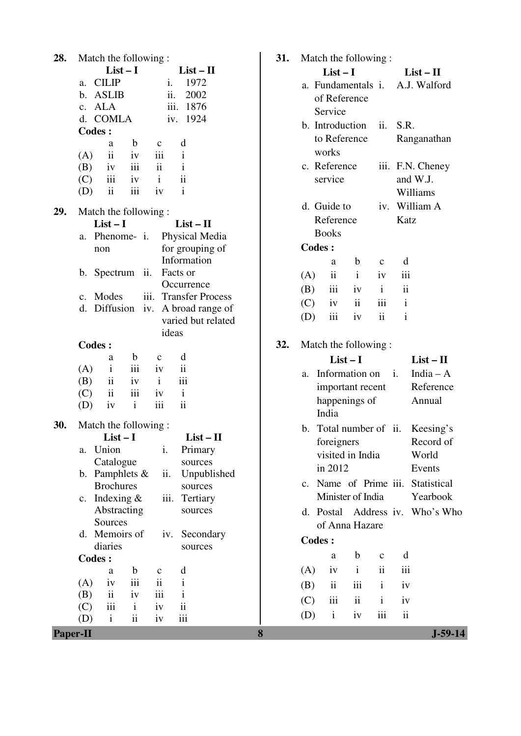**28.** Match the following :

| | List – I | | List – II |
|---|---|---|---|
| a. | CILIP | i. | 1972 |
| b. | ASLIB | ii. | 2002 |
| c. | ALA | iii. | 1876 |
| d. | COMLA | iv. | 1924 |

**Codes :**

| | a | b | c | d |
|---|---|---|---|---|
| (A) | ii | iv | iii | i |
| (B) | iv | iii | ii | i |
| (C) | iii | iv | i | ii |
| (D) | ii | iii | iv | i |

**29.** Match the following :

| | List – I | | List – II |
|---|---|---|---|
| a. | Phenomenon | i. | Physical Media for grouping of Information |
| b. | Spectrum | ii. | Facts or Occurrence |
| c. | Modes | iii. | Transfer Process |
| d. | Diffusion | iv. | A broad range of varied but related ideas |

**Codes :**

| | a | b | c | d |
|---|---|---|---|---|
| (A) | i | iii | iv | ii |
| (B) | ii | iv | i | iii |
| (C) | ii | iii | iv | i |
| (D) | iv | i | iii | ii |

**30.** Match the following :

| | List – I | | List – II |
|---|---|---|---|
| a. | Union Catalogue | i. | Primary sources |
| b. | Pamphlets & Brochures | ii. | Unpublished sources |
| c. | Indexing & Abstracting Sources | iii. | Tertiary sources |
| d. | Memoirs of diaries | iv. | Secondary sources |

**Codes :**

| | a | b | c | d |
|---|---|---|---|---|
| (A) | iv | iii | ii | i |
| (B) | ii | iv | iii | i |
| (C) | iii | i | iv | ii |
| (D) | i | ii | iv | iii |

**31.** Match the following :

| | List – I | | List – II |
|---|---|---|---|
| a. | Fundamentals of Reference Service | i. | A.J. Walford |
| b. | Introduction to Reference works | ii. | S.R. Ranganathan |
| c. | Reference service | iii. | F.N. Cheney and W.J. Williams |
| d. | Guide to Reference Books | iv. | William A Katz |

**Codes :**

| | a | b | c | d |
|---|---|---|---|---|
| (A) | ii | i | iv | iii |
| (B) | iii | iv | i | ii |
| (C) | iv | ii | iii | i |
| (D) | iii | iv | ii | i |

**32.** Match the following :

| | List – I | | List – II |
|---|---|---|---|
| a. | Information on important recent happenings of India | i. | India – A Reference Annual |
| b. | Total number of foreigners visited in India in 2012 | ii. | Keesing's Record of World Events |
| c. | Name of Prime Minister of India | iii. | Statistical Yearbook |
| d. | Postal Address of Anna Hazare | iv. | Who's Who |

**Codes :**

| | a | b | c | d |
|---|---|---|---|---|
| (A) | iv | i | ii | iii |
| (B) | ii | iii | i | iv |
| (C) | iii | ii | i | iv |
| (D) | i | iv | iii | ii |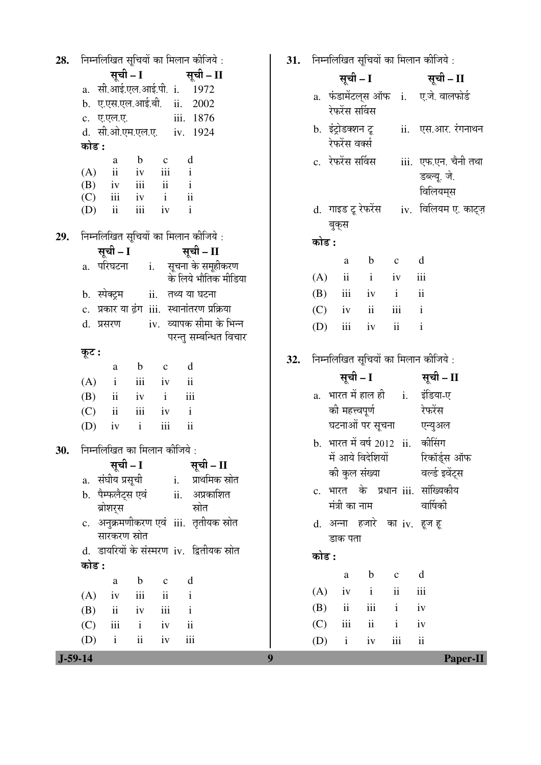28. निम्नलिखित सूचियों का मिलान कीजिये :

| सूची – I | सूची – II |
|---|---|
| a. सी.आई.एल.आई.पी. | i. 1972 |
| b. ए.एस.एल.आई.बी. | ii. 2002 |
| c. ए.एल.ए. | iii. 1876 |
| d. सी.ओ.एम.एल.ए. | iv. 1924 |

कोड :

| | a | b | c | d |
|---|---|---|---|---|
| (A) | ii | iv | iii | i |
| (B) | iv | iii | ii | i |
| (C) | iii | iv | i | ii |
| (D) | ii | iii | iv | i |

29. निम्नलिखित सूचियों का मिलान कीजिये :

| सूची – I | सूची – II |
|---|---|
| a. परिघटना | i. सूचना के समूहीकरण के लिये भौतिक मीडिया |
| b. स्पेक्ट्रम | ii. तथ्य या घटना |
| c. प्रकार या ढ़ंग | iii. स्थानांतरण प्रक्रिया |
| d. प्रसरण | iv. व्यापक सीमा के भिन्न परन्तु सम्बन्धित विचार |

कूट :

| | a | b | c | d |
|---|---|---|---|---|
| (A) | i | iii | iv | ii |
| (B) | ii | iv | i | iii |
| (C) | ii | iii | iv | i |
| (D) | iv | i | iii | ii |

30. निम्नलिखित का मिलान कीजिये :

| सूची – I | सूची – II |
|---|---|
| a. संघीय प्रसूची | i. प्राथमिक स्रोत |
| b. पैम्फलैट्स एवं ब्रोशरस | ii. अप्रकाशित स्रोत |
| c. अनुक्रमणीकरण एवं सारकरण स्रोत | iii. तृतीयक स्रोत |
| d. डायरियों के संस्मरण | iv. द्वितीयक स्रोत |

कोड :

| | a | b | c | d |
|---|---|---|---|---|
| (A) | iv | iii | ii | i |
| (B) | ii | iv | iii | i |
| (C) | iii | i | iv | ii |
| (D) | i | ii | iv | iii |

31. निम्नलिखित सूचियों का मिलान कीजिये :

| सूची – I | सूची – II |
|---|---|
| a. फंडामेंटल्स ऑफ रेफरेंस सर्विस | i. ए.जे. वालफोर्ड |
| b. इंट्रोडक्शन टू रेफरेंस वर्क्स | ii. एस.आर. रंगनाथन |
| c. रेफरेंस सर्विस | iii. एफ.एन. चैनी तथा डब्ल्यू. जे. विलियम्स |
| d. गाइड टू रेफरेंस बुक्स | iv. विलियम ए. काट्ज़ |

कोड :

| | a | b | c | d |
|---|---|---|---|---|
| (A) | ii | i | iv | iii |
| (B) | iii | iv | i | ii |
| (C) | iv | ii | iii | i |
| (D) | iii | iv | ii | i |

32. निम्नलिखित सूचियों का मिलान कीजिये :

| सूची – I | सूची – II |
|---|---|
| a. भारत में हाल ही की महत्त्वपूर्ण घटनाओं पर सूचना | i. इंडिया-ए रेफरेंस एन्युअल |
| b. भारत में वर्ष 2012 में आये विदेशियों की कुल संख्या | ii. कीसिंग रिकॉर्ड्स ऑफ वर्ल्ड इवेंट्स |
| c. भारत के प्रधान मंत्री का नाम | iii. सांख्यिकीय वार्षिकी |
| d. अन्ना हजारे का डाक पता | iv. हूज हू |

कोड :

| | a | b | c | d |
|---|---|---|---|---|
| (A) | iv | i | ii | iii |
| (B) | ii | iii | i | iv |
| (C) | iii | ii | i | iv |
| (D) | i | iv | iii | ii |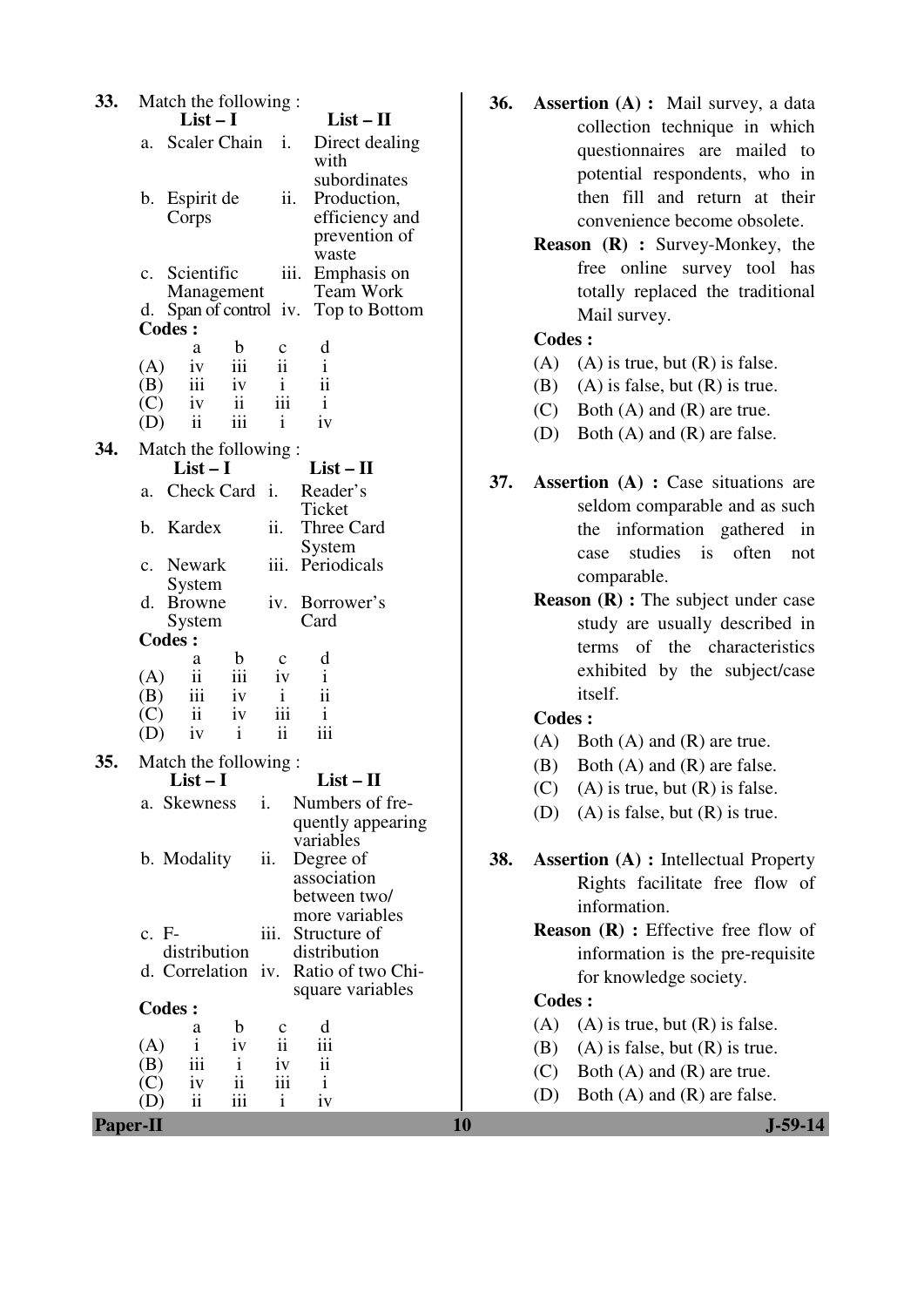**33.** Match the following :

| | List – I | | List – II |
|---|---|---|---|
| a. | Scaler Chain | i. | Direct dealing with subordinates |
| b. | Espirit de Corps | ii. | Production, efficiency and prevention of waste |
| c. | Scientific Management | iii. | Emphasis on Team Work |
| d. | Span of control | iv. | Top to Bottom |

**Codes :**

| | a | b | c | d |
|---|---|---|---|---|
| (A) | iv | iii | ii | i |
| (B) | iii | iv | i | ii |
| (C) | iv | ii | iii | i |
| (D) | ii | iii | i | iv |

**34.** Match the following :

| | List – I | | List – II |
|---|---|---|---|
| a. | Check Card | i. | Reader's Ticket |
| b. | Kardex | ii. | Three Card System |
| c. | Newark System | iii. | Periodicals |
| d. | Browne System | iv. | Borrower's Card |

**Codes :**

| | a | b | c | d |
|---|---|---|---|---|
| (A) | ii | iii | iv | i |
| (B) | iii | iv | i | ii |
| (C) | ii | iv | iii | i |
| (D) | iv | i | ii | iii |

**35.** Match the following :

| | List – I | | List – II |
|---|---|---|---|
| a. | Skewness | i. | Numbers of frequently appearing variables |
| b. | Modality | ii. | Degree of association between two/ more variables |
| c. | F-distribution | iii. | Structure of distribution |
| d. | Correlation | iv. | Ratio of two Chi-square variables |

**Codes :**

| | a | b | c | d |
|---|---|---|---|---|
| (A) | i | iv | ii | iii |
| (B) | iii | i | iv | ii |
| (C) | iv | ii | iii | i |
| (D) | ii | iii | i | iv |

**36.** **Assertion (A) :** Mail survey, a data collection technique in which questionnaires are mailed to potential respondents, who in then fill and return at their convenience become obsolete.

**Reason (R) :** Survey-Monkey, the free online survey tool has totally replaced the traditional Mail survey.

**Codes :**

(A) (A) is true, but (R) is false.

(B) (A) is false, but (R) is true.

(C) Both (A) and (R) are true.

(D) Both (A) and (R) are false.

**37.** **Assertion (A) :** Case situations are seldom comparable and as such the information gathered in case studies is often not comparable.

**Reason (R) :** The subject under case study are usually described in terms of the characteristics exhibited by the subject/case itself.

**Codes :**

(A) Both (A) and (R) are true.

(B) Both (A) and (R) are false.

(C) (A) is true, but (R) is false.

(D) (A) is false, but (R) is true.

**38.** **Assertion (A) :** Intellectual Property Rights facilitate free flow of information.

**Reason (R) :** Effective free flow of information is the pre-requisite for knowledge society.

**Codes :**

(A) (A) is true, but (R) is false.

(B) (A) is false, but (R) is true.

(C) Both (A) and (R) are true.

(D) Both (A) and (R) are false.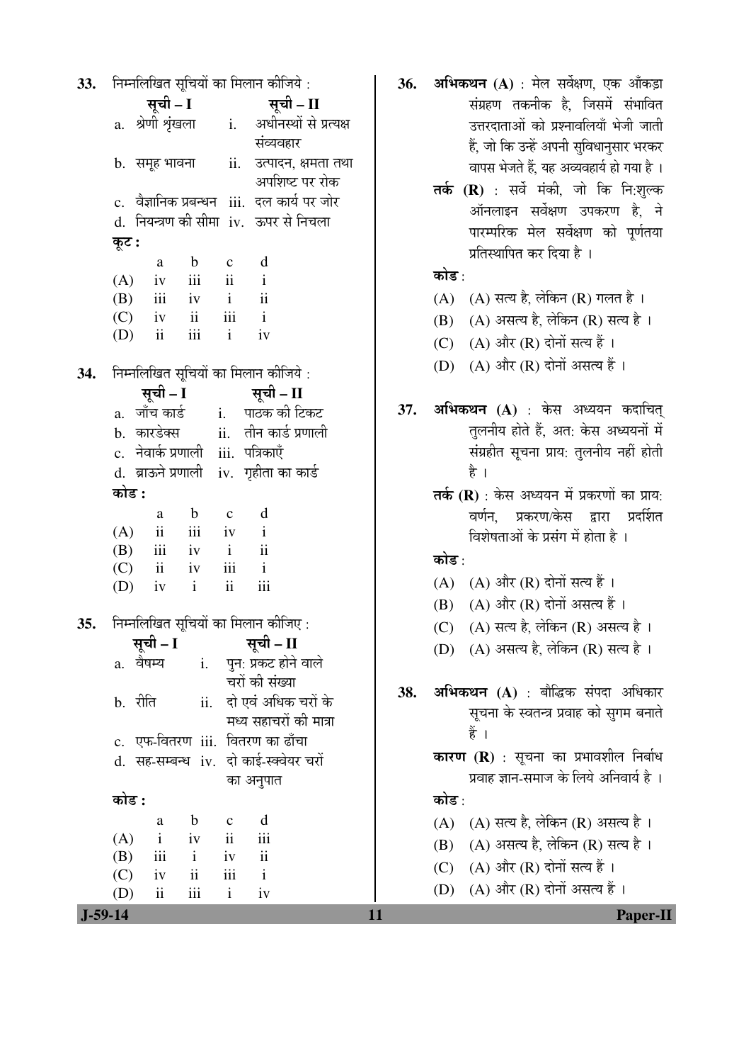33. निम्नलिखित सूचियों का मिलान कीजिये :

| सूची – I | सूची – II |
|---|---|
| a. श्रेणी शृंखला | i. अधीनस्थों से प्रत्यक्ष संव्यवहार |
| b. समूह भावना | ii. उत्पादन, क्षमता तथा अपशिष्ट पर रोक |
| c. वैज्ञानिक प्रबन्धन | iii. दल कार्य पर जोर |
| d. नियन्त्रण की सीमा | iv. ऊपर से निचला |

**कूट :**

| | a | b | c | d |
|---|---|---|---|---|
| (A) | iv | iii | ii | i |
| (B) | iii | iv | i | ii |
| (C) | iv | ii | iii | i |
| (D) | ii | iii | i | iv |

34. निम्नलिखित सूचियों का मिलान कीजिये :

| सूची – I | सूची – II |
|---|---|
| a. जाँच कार्ड | i. पाठक की टिकट |
| b. कारडेक्स | ii. तीन कार्ड प्रणाली |
| c. नेवार्क प्रणाली | iii. पत्रिकाएँ |
| d. ब्राऊने प्रणाली | iv. गृहीता का कार्ड |

**कोड :**

| | a | b | c | d |
|---|---|---|---|---|
| (A) | ii | iii | iv | i |
| (B) | iii | iv | i | ii |
| (C) | ii | iv | iii | i |
| (D) | iv | i | ii | iii |

35. निम्नलिखित सूचियों का मिलान कीजिए :

| सूची – I | सूची – II |
|---|---|
| a. वैषम्य | i. पुन: प्रकट होने वाले चरों की संख्या |
| b. रीति | ii. दो एवं अधिक चरों के मध्य सहाचरों की मात्रा |
| c. एफ-वितरण | iii. वितरण का ढाँचा |
| d. सह-सम्बन्ध | iv. दो काई-स्क्वेयर चरों का अनुपात |

**कोड :**

| | a | b | c | d |
|---|---|---|---|---|
| (A) | i | iv | ii | iii |
| (B) | iii | i | iv | ii |
| (C) | iv | ii | iii | i |
| (D) | ii | iii | i | iv |

36. **अभिकथन (A)** : मेल सर्वेक्षण, एक आँकड़ा संग्रहण तकनीक है, जिसमें संभावित उत्तरदाताओं को प्रश्नावलियाँ भेजी जाती हैं, जो कि उन्हें अपनी सुविधानुसार भरकर वापस भेजते हैं, यह अव्यवहार्य हो गया है ।

**तर्क (R)** : सर्वे मंकी, जो कि नि:शुल्क ऑनलाइन सर्वेक्षण उपकरण है, ने पारम्परिक मेल सर्वेक्षण को पूर्णतया प्रतिस्थापित कर दिया है ।

कोड :

(A) (A) सत्य है, लेकिन (R) गलत है ।
(B) (A) असत्य है, लेकिन (R) सत्य है ।
(C) (A) और (R) दोनों सत्य हैं ।
(D) (A) और (R) दोनों असत्य हैं ।

37. **अभिकथन (A)** : केस अध्ययन कदाचित् तुलनीय होते हैं, अत: केस अध्ययनों में संग्रहीत सूचना प्राय: तुलनीय नहीं होती है ।

**तर्क (R)** : केस अध्ययन में प्रकरणों का प्राय: वर्णन, प्रकरण/केस द्वारा प्रदर्शित विशेषताओं के प्रसंग में होता है ।

कोड :

(A) (A) और (R) दोनों सत्य हैं ।
(B) (A) और (R) दोनों असत्य हैं ।
(C) (A) सत्य है, लेकिन (R) असत्य है ।
(D) (A) असत्य है, लेकिन (R) सत्य है ।

38. **अभिकथन (A)** : बौद्धिक संपदा अधिकार सूचना के स्वतन्त्र प्रवाह को सुगम बनाते हैं ।

**कारण (R)** : सूचना का प्रभावशील निर्बाध प्रवाह ज्ञान-समाज के लिये अनिवार्य है ।

कोड :

(A) (A) सत्य है, लेकिन (R) असत्य है ।
(B) (A) असत्य है, लेकिन (R) सत्य है ।
(C) (A) और (R) दोनों सत्य हैं ।
(D) (A) और (R) दोनों असत्य हैं ।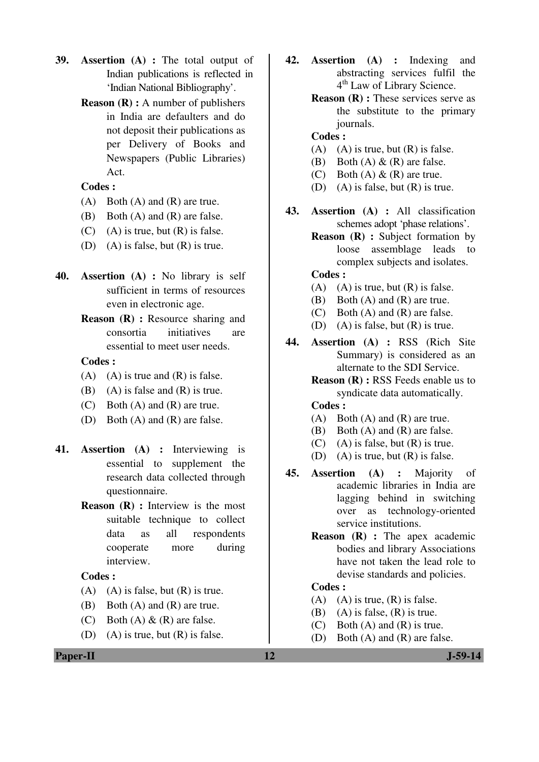39. **Assertion (A) :** The total output of Indian publications is reflected in 'Indian National Bibliography'.

    **Reason (R) :** A number of publishers in India are defaulters and do not deposit their publications as per Delivery of Books and Newspapers (Public Libraries) Act.

    **Codes :**

    (A) Both (A) and (R) are true.
    (B) Both (A) and (R) are false.
    (C) (A) is true, but (R) is false.
    (D) (A) is false, but (R) is true.

40. **Assertion (A) :** No library is self sufficient in terms of resources even in electronic age.

    **Reason (R) :** Resource sharing and consortia initiatives are essential to meet user needs.

    **Codes :**

    (A) (A) is true and (R) is false.
    (B) (A) is false and (R) is true.
    (C) Both (A) and (R) are true.
    (D) Both (A) and (R) are false.

41. **Assertion (A) :** Interviewing is essential to supplement the research data collected through questionnaire.

    **Reason (R) :** Interview is the most suitable technique to collect data as all respondents cooperate more during interview.

    **Codes :**

    (A) (A) is false, but (R) is true.
    (B) Both (A) and (R) are true.
    (C) Both (A) & (R) are false.
    (D) (A) is true, but (R) is false.

42. **Assertion (A) :** Indexing and abstracting services fulfil the 4th Law of Library Science.

    **Reason (R) :** These services serve as the substitute to the primary journals.

    **Codes :**

    (A) (A) is true, but (R) is false.
    (B) Both (A) & (R) are false.
    (C) Both (A) & (R) are true.
    (D) (A) is false, but (R) is true.

43. **Assertion (A) :** All classification schemes adopt 'phase relations'.

    **Reason (R) :** Subject formation by loose assemblage leads to complex subjects and isolates.

    **Codes :**

    (A) (A) is true, but (R) is false.
    (B) Both (A) and (R) are true.
    (C) Both (A) and (R) are false.
    (D) (A) is false, but (R) is true.

44. **Assertion (A) :** RSS (Rich Site Summary) is considered as an alternate to the SDI Service.

    **Reason (R) :** RSS Feeds enable us to syndicate data automatically.

    **Codes :**

    (A) Both (A) and (R) are true.
    (B) Both (A) and (R) are false.
    (C) (A) is false, but (R) is true.
    (D) (A) is true, but (R) is false.

45. **Assertion (A) :** Majority of academic libraries in India are lagging behind in switching over as technology-oriented service institutions.

    **Reason (R) :** The apex academic bodies and library Associations have not taken the lead role to devise standards and policies.

    **Codes :**

    (A) (A) is true, (R) is false.
    (B) (A) is false, (R) is true.
    (C) Both (A) and (R) is true.
    (D) Both (A) and (R) are false.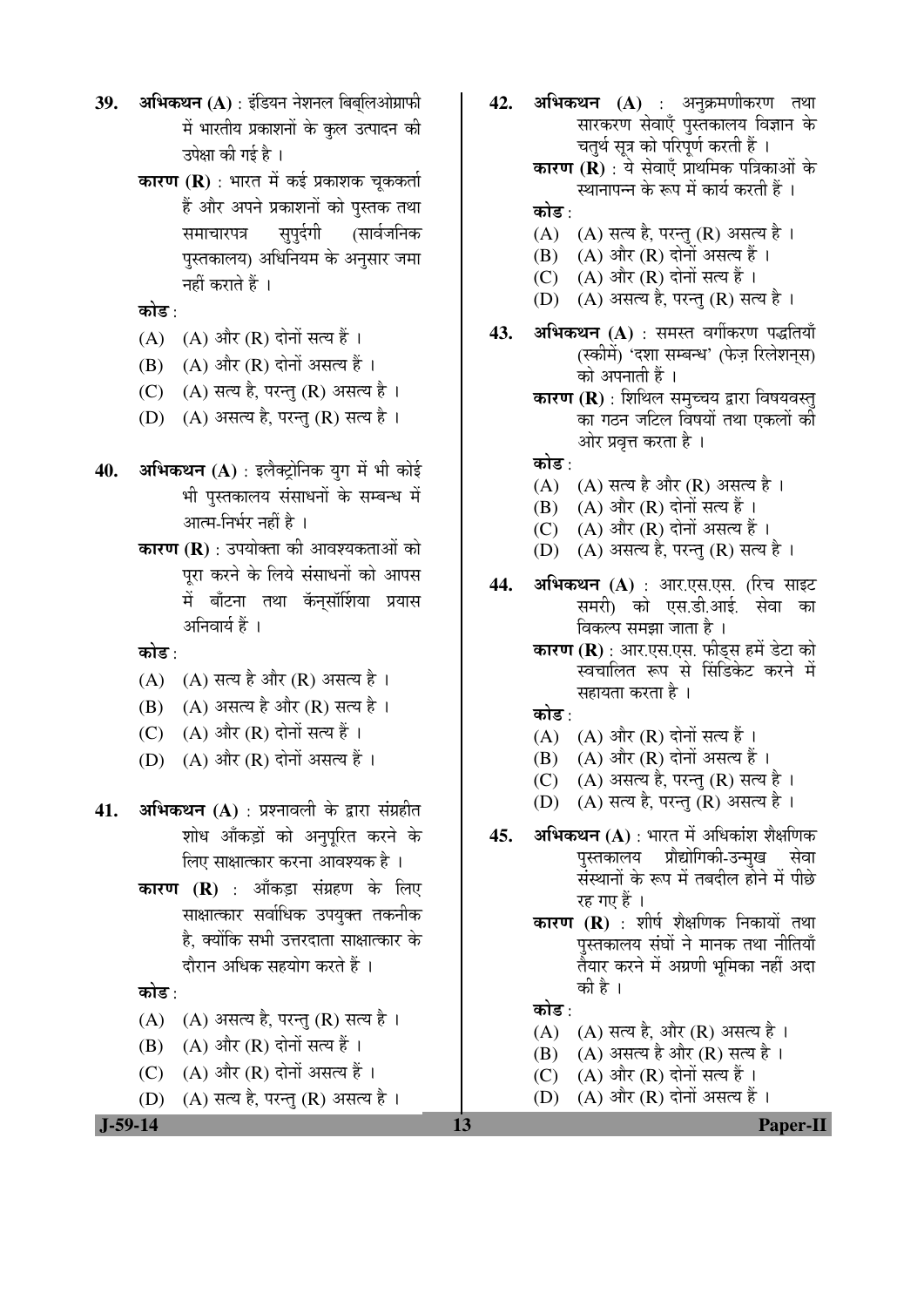**39.** **अभिकथन (A)** : इंडियन नेशनल बिब्लिओग्राफी में भारतीय प्रकाशनों के कुल उत्पादन की उपेक्षा की गई है ।

**कारण (R)** : भारत में कई प्रकाशक चूककर्ता हैं और अपने प्रकाशनों को पुस्तक तथा समाचारपत्र सुपुर्दगी (सार्वजनिक पुस्तकालय) अधिनियम के अनुसार जमा नहीं कराते हैं ।

**कोड** :

(A) (A) और (R) दोनों सत्य हैं ।
(B) (A) और (R) दोनों असत्य हैं ।
(C) (A) सत्य है, परन्तु (R) असत्य है ।
(D) (A) असत्य है, परन्तु (R) सत्य है ।

**40.** **अभिकथन (A)** : इलैक्ट्रोनिक युग में भी कोई भी पुस्तकालय संसाधनों के सम्बन्ध में आत्म-निर्भर नहीं है ।

**कारण (R)** : उपयोक्ता की आवश्यकताओं को पूरा करने के लिये संसाधनों को आपस में बाँटना तथा कॅन्सॉर्शिया प्रयास अनिवार्य हैं ।

**कोड** :

(A) (A) सत्य है और (R) असत्य है ।
(B) (A) असत्य है और (R) सत्य है ।
(C) (A) और (R) दोनों सत्य हैं ।
(D) (A) और (R) दोनों असत्य हैं ।

**41.** **अभिकथन (A)** : प्रश्नावली के द्वारा संग्रहीत शोध आँकड़ों को अनुपूरित करने के लिए साक्षात्कार करना आवश्यक है ।

**कारण (R)** : आँकड़ा संग्रहण के लिए साक्षात्कार सर्वाधिक उपयुक्त तकनीक है, क्योंकि सभी उत्तरदाता साक्षात्कार के दौरान अधिक सहयोग करते हैं ।

**कोड** :

(A) (A) असत्य है, परन्तु (R) सत्य है ।
(B) (A) और (R) दोनों सत्य हैं ।
(C) (A) और (R) दोनों असत्य हैं ।
(D) (A) सत्य है, परन्तु (R) असत्य है ।

**42.** **अभिकथन (A)** : अनुक्रमणीकरण तथा सारकरण सेवाएँ पुस्तकालय विज्ञान के चतुर्थ सूत्र को परिपूर्ण करती हैं ।

**कारण (R)** : ये सेवाएँ प्राथमिक पत्रिकाओं के स्थानापन्न के रूप में कार्य करती हैं ।

**कोड** :

(A) (A) सत्य है, परन्तु (R) असत्य है ।
(B) (A) और (R) दोनों असत्य हैं ।
(C) (A) और (R) दोनों सत्य हैं ।
(D) (A) असत्य है, परन्तु (R) सत्य है ।

**43.** **अभिकथन (A)** : समस्त वर्गीकरण पद्धतियाँ (स्कीमें) 'दशा सम्बन्ध' (फेज़ रिलेशन्स) को अपनाती हैं ।

**कारण (R)** : शिथिल समुच्चय द्वारा विषयवस्तु का गठन जटिल विषयों तथा एकलों की ओर प्रवृत्त करता है ।

**कोड** :

(A) (A) सत्य है और (R) असत्य है ।
(B) (A) और (R) दोनों सत्य हैं ।
(C) (A) और (R) दोनों असत्य हैं ।
(D) (A) असत्य है, परन्तु (R) सत्य है ।

**44.** **अभिकथन (A)** : आर.एस.एस. (रिच साइट समरी) को एस.डी.आई. सेवा का विकल्प समझा जाता है ।

**कारण (R)** : आर.एस.एस. फीड्स हमें डेटा को स्वचालित रूप से सिंडिकेट करने में सहायता करता है ।

**कोड** :

(A) (A) और (R) दोनों सत्य हैं ।
(B) (A) और (R) दोनों असत्य हैं ।
(C) (A) असत्य है, परन्तु (R) सत्य है ।
(D) (A) सत्य है, परन्तु (R) असत्य है ।

**45.** **अभिकथन (A)** : भारत में अधिकांश शैक्षणिक पुस्तकालय प्रौद्योगिकी-उन्मुख सेवा संस्थानों के रूप में तबदील होने में पीछे रह गए हैं ।

**कारण (R)** : शीर्ष शैक्षणिक निकायों तथा पुस्तकालय संघों ने मानक तथा नीतियाँ तैयार करने में अग्रणी भूमिका नहीं अदा की है ।

**कोड** :

(A) (A) सत्य है, और (R) असत्य है ।
(B) (A) असत्य है और (R) सत्य है ।
(C) (A) और (R) दोनों सत्य हैं ।
(D) (A) और (R) दोनों असत्य हैं ।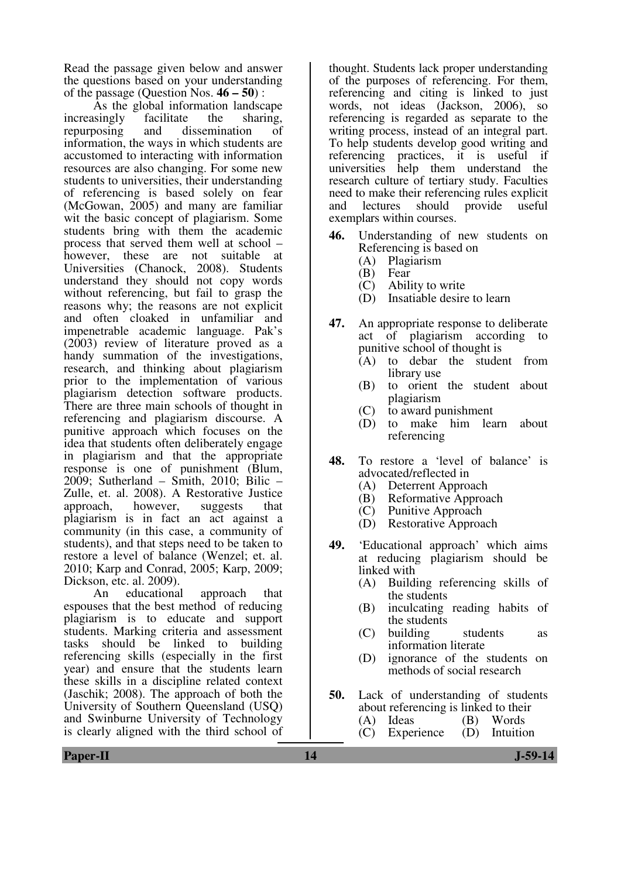Read the passage given below and answer the questions based on your understanding of the passage (Question Nos. **46 – 50**) :

As the global information landscape increasingly facilitate the sharing, repurposing and dissemination of information, the ways in which students are accustomed to interacting with information resources are also changing. For some new students to universities, their understanding of referencing is based solely on fear (McGowan, 2005) and many are familiar wit the basic concept of plagiarism. Some students bring with them the academic process that served them well at school – however, these are not suitable at Universities (Chanock, 2008). Students understand they should not copy words without referencing, but fail to grasp the reasons why; the reasons are not explicit and often cloaked in unfamiliar and impenetrable academic language. Pak's (2003) review of literature proved as a handy summation of the investigations, research, and thinking about plagiarism prior to the implementation of various plagiarism detection software products. There are three main schools of thought in referencing and plagiarism discourse. A punitive approach which focuses on the idea that students often deliberately engage in plagiarism and that the appropriate response is one of punishment (Blum, 2009; Sutherland – Smith, 2010; Bilic – Zulle, et. al. 2008). A Restorative Justice approach, however, suggests that plagiarism is in fact an act against a community (in this case, a community of students), and that steps need to be taken to restore a level of balance (Wenzel; et. al. 2010; Karp and Conrad, 2005; Karp, 2009; Dickson, etc. al. 2009).

An educational approach that espouses that the best method of reducing plagiarism is to educate and support students. Marking criteria and assessment tasks should be linked to building referencing skills (especially in the first year) and ensure that the students learn these skills in a discipline related context (Jaschik; 2008). The approach of both the University of Southern Queensland (USQ) and Swinburne University of Technology is clearly aligned with the third school of thought. Students lack proper understanding of the purposes of referencing. For them, referencing and citing is linked to just words, not ideas (Jackson, 2006), so referencing is regarded as separate to the writing process, instead of an integral part. To help students develop good writing and referencing practices, it is useful if universities help them understand the research culture of tertiary study. Faculties need to make their referencing rules explicit and lectures should provide useful exemplars within courses.

**46.** Understanding of new students on Referencing is based on

(A) Plagiarism
(B) Fear
(C) Ability to write
(D) Insatiable desire to learn

**47.** An appropriate response to deliberate act of plagiarism according to punitive school of thought is

(A) to debar the student from library use
(B) to orient the student about plagiarism
(C) to award punishment
(D) to make him learn about referencing

**48.** To restore a 'level of balance' is advocated/reflected in

(A) Deterrent Approach
(B) Reformative Approach
(C) Punitive Approach
(D) Restorative Approach

**49.** 'Educational approach' which aims at reducing plagiarism should be linked with

(A) Building referencing skills of the students
(B) inculcating reading habits of the students
(C) building students as information literate
(D) ignorance of the students on methods of social research

**50.** Lack of understanding of students about referencing is linked to their

(A) Ideas
(B) Words
(C) Experience
(D) Intuition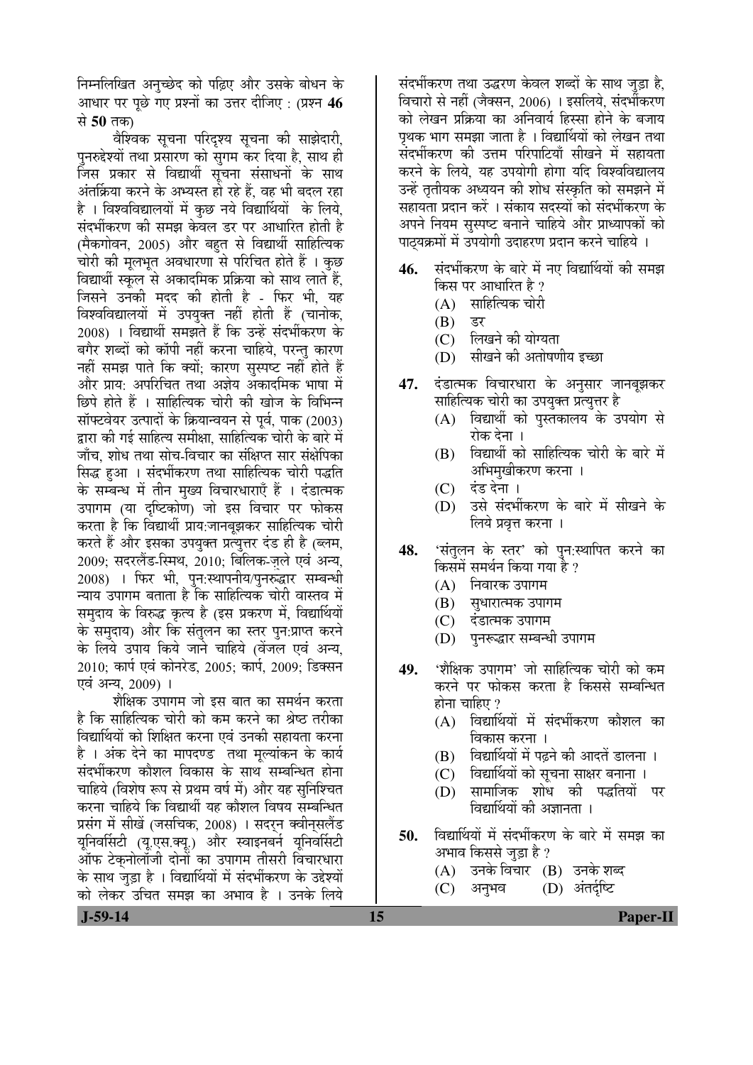निम्नलिखित अनुच्छेद को पढ़िए और उसके बोधन के आधार पर पूछे गए प्रश्नों का उत्तर दीजिए : (प्रश्न **46** से **50** तक)

वैश्विक सूचना परिदृश्य सूचना की साझेदारी, पुनरुद्देश्यों तथा प्रसारण को सुगम कर दिया है, साथ ही जिस प्रकार से विद्यार्थी सूचना संसाधनों के साथ अंतर्क्रिया करने के अभ्यस्त हो रहे हैं, वह भी बदल रहा है । विश्वविद्यालयों में कुछ नये विद्यार्थियों के लिये, संदर्भीकरण की समझ केवल डर पर आधारित होती है (मैकगोवन, 2005) और बहुत से विद्यार्थी साहित्यिक चोरी की मूलभूत अवधारणा से परिचित होते हैं । कुछ विद्यार्थी स्कूल से अकादमिक प्रक्रिया को साथ लाते हैं, जिसने उनकी मदद की होती है - फिर भी, यह विश्वविद्यालयों में उपयुक्त नहीं होती हैं (चानोक, 2008) । विद्यार्थी समझते हैं कि उन्हें संदर्भीकरण के बगैर शब्दों को कॉपी नहीं करना चाहिये, परन्तु कारण नहीं समझ पाते कि क्यों; कारण सुस्पष्ट नहीं होते हैं और प्राय: अपरिचित तथा अज्ञेय अकादमिक भाषा में छिपे होते हैं । साहित्यिक चोरी की खोज के विभिन्न सॉफ्टवेयर उत्पादों के क्रियान्वयन से पूर्व, पाक (2003) द्वारा की गई साहित्य समीक्षा, साहित्यिक चोरी के बारे में जाँच, शोध तथा सोच-विचार का संक्षिप्त सार संक्षेपिका सिद्ध हुआ । संदर्भीकरण तथा साहित्यिक चोरी पद्धति के सम्बन्ध में तीन मुख्य विचारधाराएँ हैं । दंडात्मक उपागम (या दृष्टिकोण) जो इस विचार पर फोकस करता है कि विद्यार्थी प्राय:जानबूझकर साहित्यिक चोरी करते हैं और इसका उपयुक्त प्रत्युत्तर दंड ही है (ब्लम, 2009; सदरलैंड-स्मिथ, 2010; बिलिक-ज़ले एवं अन्य, 2008) । फिर भी, पुन:स्थापनीय/पुनरुद्धार सम्बन्धी न्याय उपागम बताता है कि साहित्यिक चोरी वास्तव में समुदाय के विरुद्ध कृत्य है (इस प्रकरण में, विद्यार्थियों के समुदाय) और कि संतुलन का स्तर पुन:प्राप्त करने के लिये उपाय किये जाने चाहिये (वेंजल एवं अन्य, 2010; कार्प एवं कोनरेड, 2005; कार्प, 2009; डिक्सन एवं अन्य, 2009) ।

शैक्षिक उपागम जो इस बात का समर्थन करता है कि साहित्यिक चोरी को कम करने का श्रेष्ठ तरीका विद्यार्थियों को शिक्षित करना एवं उनकी सहायता करना है । अंक देने का मापदण्ड तथा मूल्यांकन के कार्य संदर्भीकरण कौशल विकास के साथ सम्बन्धित होना चाहिये (विशेष रूप से प्रथम वर्ष में) और यह सुनिश्चित करना चाहिये कि विद्यार्थी यह कौशल विषय सम्बन्धित प्रसंग में सीखें (जसचिक, 2008) । सदर्न क्वीन्सलैंड यूनिवर्सिटी (यू.एस.क्यू.) और स्वाइनबर्न यूनिवर्सिटी ऑफ टेक्नोलॉजी दोनों का उपागम तीसरी विचारधारा के साथ जुड़ा है । विद्यार्थियों में संदर्भीकरण के उद्देश्यों को लेकर उचित समझ का अभाव है । उनके लिये संदर्भीकरण तथा उद्धरण केवल शब्दों के साथ जुड़ा है, विचारों से नहीं (जैक्सन, 2006) । इसलिये, संदर्भीकरण को लेखन प्रक्रिया का अनिवार्य हिस्सा होने के बजाय पृथक भाग समझा जाता है । विद्यार्थियों को लेखन तथा संदर्भीकरण की उत्तम परिपाटियाँ सीखने में सहायता करने के लिये, यह उपयोगी होगा यदि विश्वविद्यालय उन्हें तृतीयक अध्ययन की शोध संस्कृति को समझने में सहायता प्रदान करें । संकाय सदस्यों को संदर्भीकरण के अपने नियम सुस्पष्ट बनाने चाहिये और प्राध्यापकों को पाठ्यक्रमों में उपयोगी उदाहरण प्रदान करने चाहिये ।

**46.** संदर्भीकरण के बारे में नए विद्यार्थियों की समझ किस पर आधारित है ?
- (A) साहित्यिक चोरी
- (B) डर
- (C) लिखने की योग्यता
- (D) सीखने की अतोषणीय इच्छा

**47.** दंडात्मक विचारधारा के अनुसार जानबूझकर साहित्यिक चोरी का उपयुक्त प्रत्युत्तर है
- (A) विद्यार्थी को पुस्तकालय के उपयोग से रोक देना ।
- (B) विद्यार्थी को साहित्यिक चोरी के बारे में अभिमुखीकरण करना ।
- (C) दंड देना ।
- (D) उसे संदर्भीकरण के बारे में सीखने के लिये प्रवृत्त करना ।

**48.** 'संतुलन के स्तर' को पुन:स्थापित करने का किसमें समर्थन किया गया है ?
- (A) निवारक उपागम
- (B) सुधारात्मक उपागम
- (C) दंडात्मक उपागम
- (D) पुनरूद्धार सम्बन्धी उपागम

**49.** 'शैक्षिक उपागम' जो साहित्यिक चोरी को कम करने पर फोकस करता है किससे सम्बन्धित होना चाहिए ?
- (A) विद्यार्थियों में संदर्भीकरण कौशल का विकास करना ।
- (B) विद्यार्थियों में पढ़ने की आदतें डालना ।
- (C) विद्यार्थियों को सूचना साक्षर बनाना ।
- (D) सामाजिक शोध की पद्धतियों पर विद्यार्थियों की अज्ञानता ।

**50.** विद्यार्थियों में संदर्भीकरण के बारे में समझ का अभाव किससे जुड़ा है ?
- (A) उनके विचार
- (B) उनके शब्द
- (C) अनुभव
- (D) अंतर्दृष्टि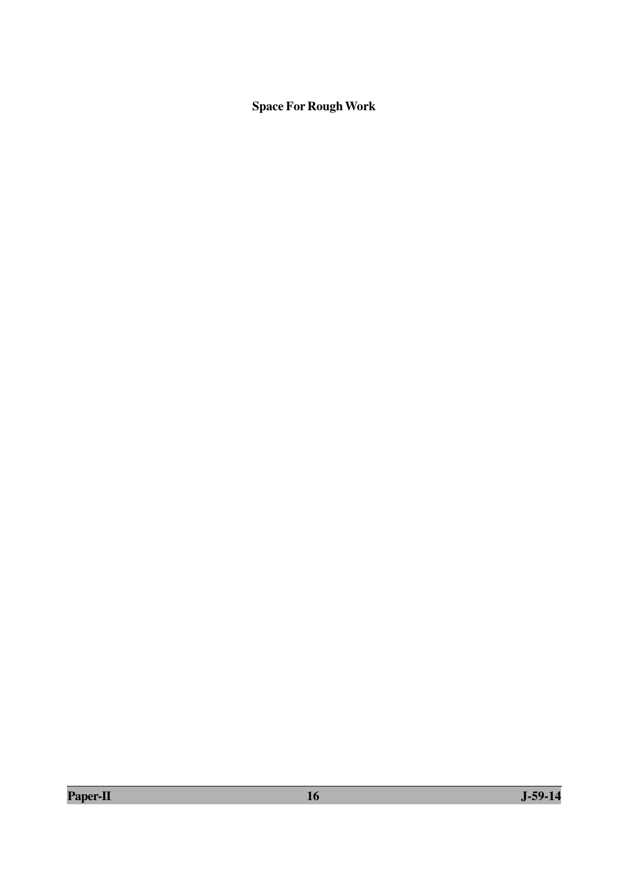**Space For Rough Work**